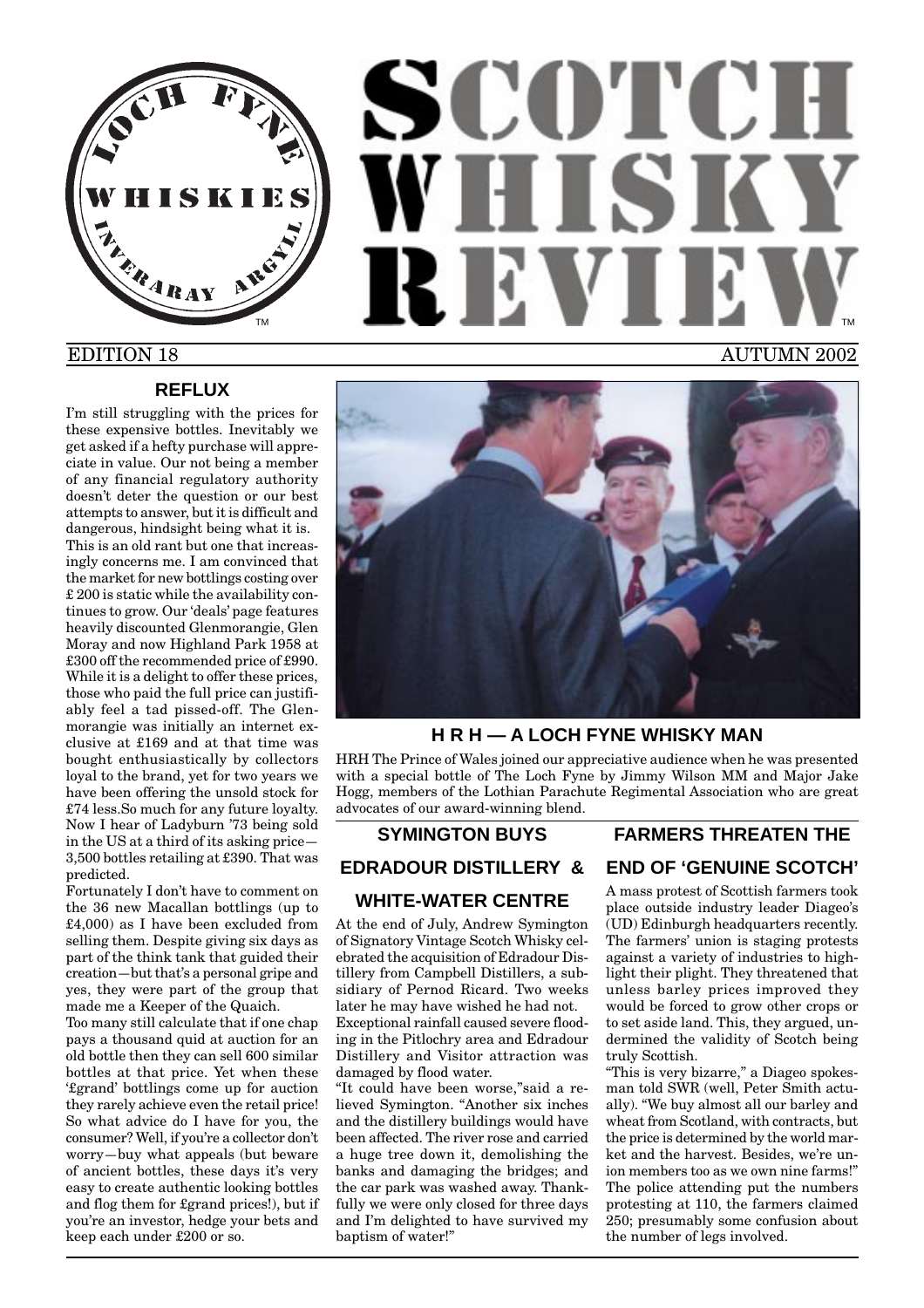# SCOTCH WHISKY REVIEW

EDITION 18 AUTUMN 2002

## REFLUX

I'm still struggling with the prices for these expensive bottles. Inevitably we get asked if a hefty purchase will appreciate in value. Our not being a member of any financial regulatory authority doesn't deter the question or our best attempts to answer, but it is difficult and dangerous, hindsight being what it is.

This is an old rant but one that increasingly concerns me. I am convinced that the market for new bottlings costing over £ 200 is static while the availability continues to grow. Our 'deals' page features heavily discounted Glenmorangie, Glen Moray and now Highland Park 1958 at £300 off the recommended price of £990. While it is a delight to offer these prices, those who paid the full price can justifiably feel a tad pissed-off. The Glenmorangie was initially an internet exclusive at £169 and at that time was bought enthusiastically by collectors loyal to the brand, yet for two years we have been offering the unsold stock for £74 less.So much for any future loyalty. Now I hear of Ladyburn '73 being sold in the US at a third of its asking price—3,500 bottles retailing at £390. That was predicted.

Fortunately I don't have to comment on the 36 new Macallan bottlings (up to £4,000) as I have been excluded from selling them. Despite giving six days as part of the think tank that guided their creation—but that's a personal gripe and yes, they were part of the group that made me a Keeper of the Quaich.

Too many still calculate that if one chap pays a thousand quid at auction for an old bottle then they can sell 600 similar bottles at that price. Yet when these '£grand' bottlings come up for auction they rarely achieve even the retail price! So what advice do I have for you, the consumer? Well, if you're a collector don't worry—buy what appeals (but beware of ancient bottles, these days it's very easy to create authentic looking bottles and flog them for £grand prices!), but if you're an investor, hedge your bets and keep each under £200 or so.

## H R H — A LOCH FYNE WHISKY MAN

HRH The Prince of Wales joined our appreciative audience when he was presented with a special bottle of The Loch Fyne by Jimmy Wilson MM and Major Jake Hogg, members of the Lothian Parachute Regimental Association who are great advocates of our award-winning blend.

## SYMINGTON BUYS EDRADOUR DISTILLERY & WHITE-WATER CENTRE

At the end of July, Andrew Symington of Signatory Vintage Scotch Whisky celebrated the acquisition of Edradour Distillery from Campbell Distillers, a subsidiary of Pernod Ricard. Two weeks later he may have wished he had not.

Exceptional rainfall caused severe flooding in the Pitlochry area and Edradour Distillery and Visitor attraction was damaged by flood water.

"It could have been worse,"said a relieved Symington. "Another six inches and the distillery buildings would have been affected. The river rose and carried a huge tree down it, demolishing the banks and damaging the bridges; and the car park was washed away. Thankfully we were only closed for three days and I'm delighted to have survived my baptism of water!"

## FARMERS THREATEN THE END OF 'GENUINE SCOTCH'

A mass protest of Scottish farmers took place outside industry leader Diageo's (UD) Edinburgh headquarters recently. The farmers' union is staging protests against a variety of industries to highlight their plight. They threatened that unless barley prices improved they would be forced to grow other crops or to set aside land. This, they argued, undermined the validity of Scotch being truly Scottish.

"This is very bizarre," a Diageo spokesman told SWR (well, Peter Smith actually). "We buy almost all our barley and wheat from Scotland, with contracts, but the price is determined by the world market and the harvest. Besides, we're union members too as we own nine farms!"

The police attending put the numbers protesting at 110, the farmers claimed 250; presumably some confusion about the number of legs involved.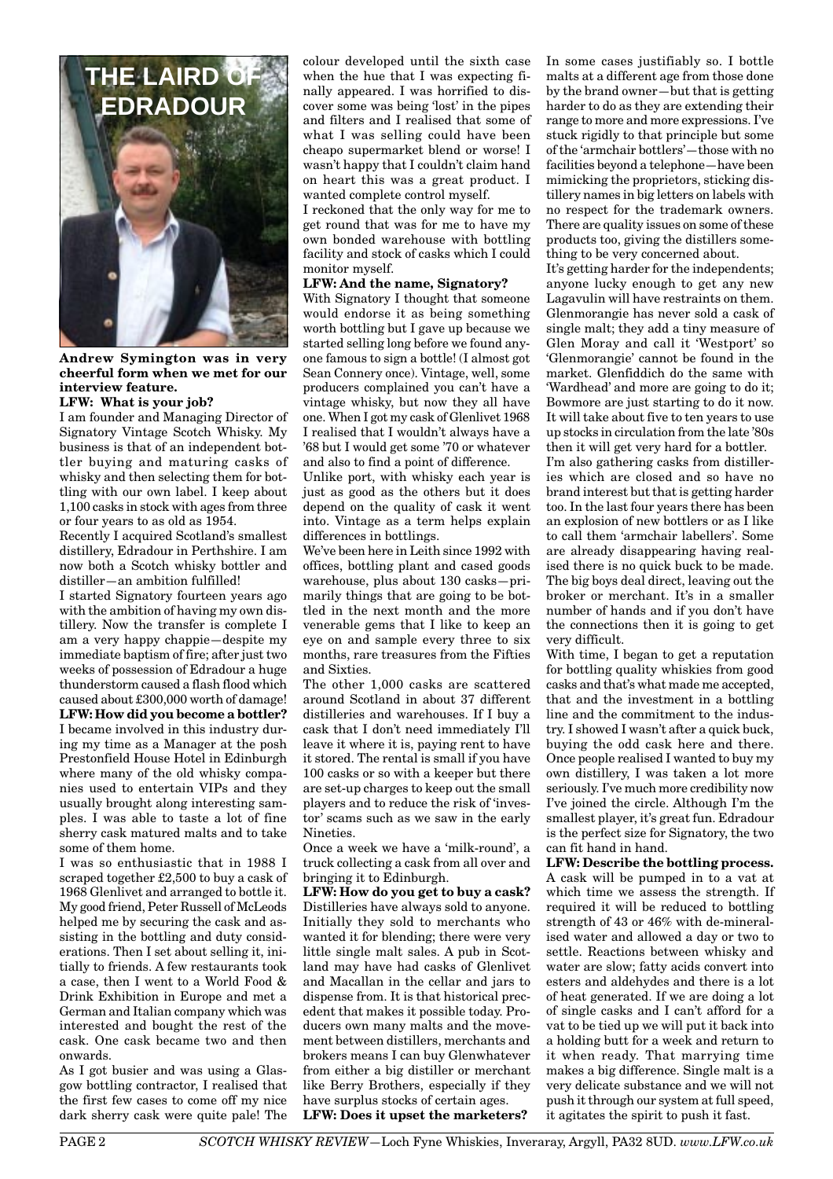# THE LAIRD OF EDRADOUR

**Andrew Symington was in very cheerful form when we met for our interview feature.**

**LFW: What is your job?**

I am founder and Managing Director of Signatory Vintage Scotch Whisky. My business is that of an independent bottler buying and maturing casks of whisky and then selecting them for bottling with our own label. I keep about 1,100 casks in stock with ages from three or four years to as old as 1954.

Recently I acquired Scotland's smallest distillery, Edradour in Perthshire. I am now both a Scotch whisky bottler and distiller—an ambition fulfilled!

I started Signatory fourteen years ago with the ambition of having my own distillery. Now the transfer is complete I am a very happy chappie—despite my immediate baptism of fire; after just two weeks of possession of Edradour a huge thunderstorm caused a flash flood which caused about £300,000 worth of damage!

**LFW: How did you become a bottler?**

I became involved in this industry during my time as a Manager at the posh Prestonfield House Hotel in Edinburgh where many of the old whisky companies used to entertain VIPs and they usually brought along interesting samples. I was able to taste a lot of fine sherry cask matured malts and to take some of them home.

I was so enthusiastic that in 1988 I scraped together £2,500 to buy a cask of 1968 Glenlivet and arranged to bottle it. My good friend, Peter Russell of McLeods helped me by securing the cask and assisting in the bottling and duty considerations. Then I set about selling it, initially to friends. A few restaurants took a case, then I went to a World Food & Drink Exhibition in Europe and met a German and Italian company which was interested and bought the rest of the cask. One cask became two and then onwards.

As I got busier and was using a Glasgow bottling contractor, I realised that the first few cases to come off my nice dark sherry cask were quite pale! The colour developed until the sixth case when the hue that I was expecting finally appeared. I was horrified to discover some was being 'lost' in the pipes and filters and I realised that some of what I was selling could have been cheapo supermarket blend or worse! I wasn't happy that I couldn't claim hand on heart this was a great product. I wanted complete control myself.

I reckoned that the only way for me to get round that was for me to have my own bonded warehouse with bottling facility and stock of casks which I could monitor myself.

**LFW: And the name, Signatory?**

With Signatory I thought that someone would endorse it as being something worth bottling but I gave up because we started selling long before we found anyone famous to sign a bottle! (I almost got Sean Connery once). Vintage, well, some producers complained you can't have a vintage whisky, but now they all have one. When I got my cask of Glenlivet 1968 I realised that I wouldn't always have a '68 but I would get some '70 or whatever and also to find a point of difference.

Unlike port, with whisky each year is just as good as the others but it does depend on the quality of cask it went into. Vintage as a term helps explain differences in bottlings.

We've been here in Leith since 1992 with offices, bottling plant and cased goods warehouse, plus about 130 casks—primarily things that are going to be bottled in the next month and the more venerable gems that I like to keep an eye on and sample every three to six months, rare treasures from the Fifties and Sixties.

The other 1,000 casks are scattered around Scotland in about 37 different distilleries and warehouses. If I buy a cask that I don't need immediately I'll leave it where it is, paying rent to have it stored. The rental is small if you have 100 casks or so with a keeper but there are set-up charges to keep out the small players and to reduce the risk of 'investor' scams such as we saw in the early Nineties.

Once a week we have a 'milk-round', a truck collecting a cask from all over and bringing it to Edinburgh.

**LFW: How do you get to buy a cask?**

Distilleries have always sold to anyone. Initially they sold to merchants who wanted it for blending; there were very little single malt sales. A pub in Scotland may have had casks of Glenlivet and Macallan in the cellar and jars to dispense from. It is that historical precedent that makes it possible today. Producers own many malts and the movement between distillers, merchants and brokers means I can buy Glenwhatever from either a big distiller or merchant like Berry Brothers, especially if they have surplus stocks of certain ages.

**LFW: Does it upset the marketers?**

In some cases justifiably so. I bottle malts at a different age from those done by the brand owner—but that is getting harder to do as they are extending their range to more and more expressions. I've stuck rigidly to that principle but some of the 'armchair bottlers'—those with no facilities beyond a telephone—have been mimicking the proprietors, sticking distillery names in big letters on labels with no respect for the trademark owners. There are quality issues on some of these products too, giving the distillers something to be very concerned about.

It's getting harder for the independents; anyone lucky enough to get any new Lagavulin will have restraints on them. Glenmorangie has never sold a cask of single malt; they add a tiny measure of Glen Moray and call it 'Westport' so 'Glenmorangie' cannot be found in the market. Glenfiddich do the same with 'Wardhead' and more are going to do it; Bowmore are just starting to do it now. It will take about five to ten years to use up stocks in circulation from the late '80s then it will get very hard for a bottler.

I'm also gathering casks from distilleries which are closed and so have no brand interest but that is getting harder too. In the last four years there has been an explosion of new bottlers or as I like to call them 'armchair labellers'. Some are already disappearing having realised there is no quick buck to be made. The big boys deal direct, leaving out the broker or merchant. It's in a smaller number of hands and if you don't have the connections then it is going to get very difficult.

With time, I began to get a reputation for bottling quality whiskies from good casks and that's what made me accepted, that and the investment in a bottling line and the commitment to the industry. I showed I wasn't after a quick buck, buying the odd cask here and there. Once people realised I wanted to buy my own distillery, I was taken a lot more seriously. I've much more credibility now I've joined the circle. Although I'm the smallest player, it's great fun. Edradour is the perfect size for Signatory, the two can fit hand in hand.

**LFW: Describe the bottling process.**

A cask will be pumped in to a vat at which time we assess the strength. If required it will be reduced to bottling strength of 43 or 46% with de-mineralised water and allowed a day or two to settle. Reactions between whisky and water are slow; fatty acids convert into esters and aldehydes and there is a lot of heat generated. If we are doing a lot of single casks and I can't afford for a vat to be tied up we will put it back into a holding butt for a week and return to it when ready. That marrying time makes a big difference. Single malt is a very delicate substance and we will not push it through our system at full speed, it agitates the spirit to push it fast.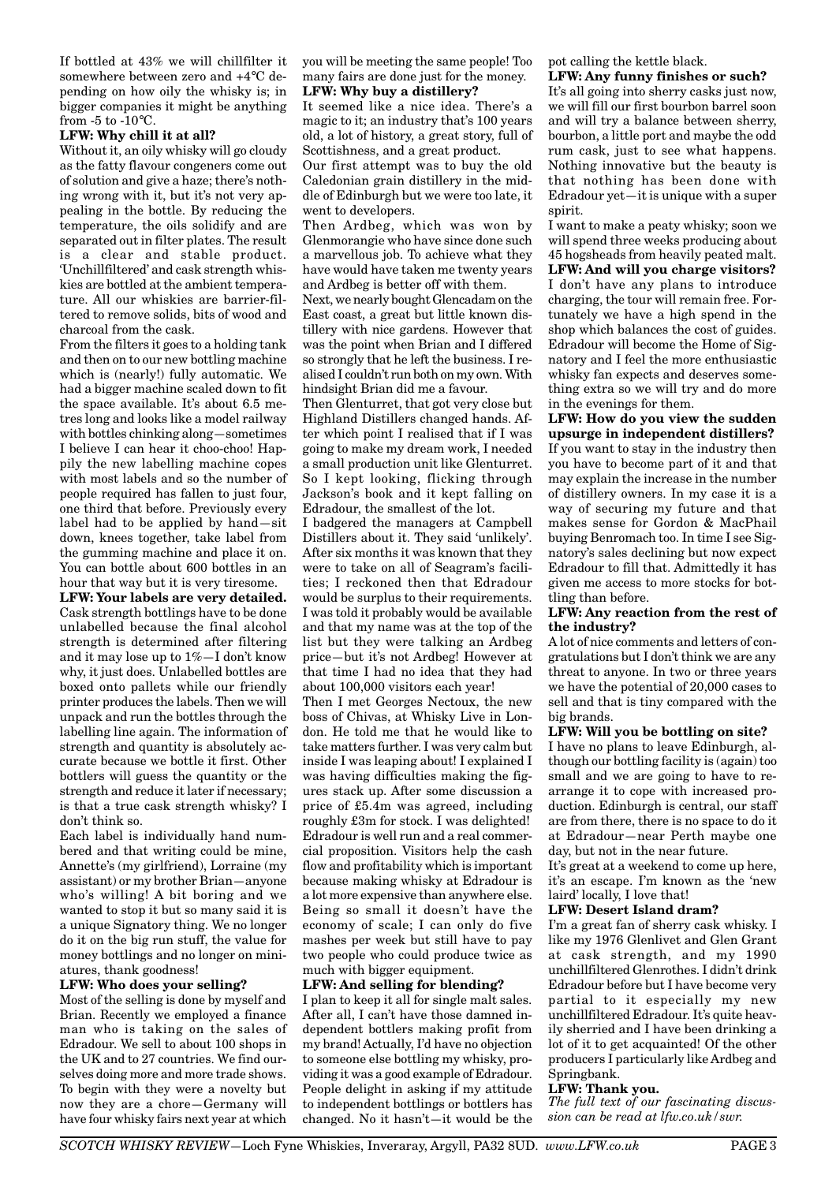If bottled at 43% we will chillfilter it somewhere between zero and +4°C depending on how oily the whisky is; in bigger companies it might be anything from -5 to -10°C.

**LFW: Why chill it at all?**

Without it, an oily whisky will go cloudy as the fatty flavour congeners come out of solution and give a haze; there's nothing wrong with it, but it's not very appealing in the bottle. By reducing the temperature, the oils solidify and are separated out in filter plates. The result is a clear and stable product. 'Unchillfiltered' and cask strength whiskies are bottled at the ambient temperature. All our whiskies are barrier-filtered to remove solids, bits of wood and charcoal from the cask.

From the filters it goes to a holding tank and then on to our new bottling machine which is (nearly!) fully automatic. We had a bigger machine scaled down to fit the space available. It's about 6.5 metres long and looks like a model railway with bottles chinking along—sometimes I believe I can hear it choo-choo! Happily the new labelling machine copes with most labels and so the number of people required has fallen to just four, one third that before. Previously every label had to be applied by hand—sit down, knees together, take label from the gumming machine and place it on. You can bottle about 600 bottles in an hour that way but it is very tiresome.

**LFW: Your labels are very detailed.**

Cask strength bottlings have to be done unlabelled because the final alcohol strength is determined after filtering and it may lose up to 1%—I don't know why, it just does. Unlabelled bottles are boxed onto pallets while our friendly printer produces the labels. Then we will unpack and run the bottles through the labelling line again. The information of strength and quantity is absolutely accurate because we bottle it first. Other bottlers will guess the quantity or the strength and reduce it later if necessary; is that a true cask strength whisky? I don't think so.

Each label is individually hand numbered and that writing could be mine, Annette's (my girlfriend), Lorraine (my assistant) or my brother Brian—anyone who's willing! A bit boring and we wanted to stop it but so many said it is a unique Signatory thing. We no longer do it on the big run stuff, the value for money bottlings and no longer on miniatures, thank goodness!

**LFW: Who does your selling?**

Most of the selling is done by myself and Brian. Recently we employed a finance man who is taking on the sales of Edradour. We sell to about 100 shops in the UK and to 27 countries. We find ourselves doing more and more trade shows. To begin with they were a novelty but now they are a chore—Germany will have four whisky fairs next year at which you will be meeting the same people! Too many fairs are done just for the money.

**LFW: Why buy a distillery?**

It seemed like a nice idea. There's a magic to it; an industry that's 100 years old, a lot of history, a great story, full of Scottishness, and a great product.

Our first attempt was to buy the old Caledonian grain distillery in the middle of Edinburgh but we were too late, it went to developers.

Then Ardbeg, which was won by Glenmorangie who have since done such a marvellous job. To achieve what they have would have taken me twenty years and Ardbeg is better off with them.

Next, we nearly bought Glencadam on the East coast, a great but little known distillery with nice gardens. However that was the point when Brian and I differed so strongly that he left the business. I realised I couldn't run both on my own. With hindsight Brian did me a favour.

Then Glenturret, that got very close but Highland Distillers changed hands. After which point I realised that if I was going to make my dream work, I needed a small production unit like Glenturret. So I kept looking, flicking through Jackson's book and it kept falling on Edradour, the smallest of the lot.

I badgered the managers at Campbell Distillers about it. They said 'unlikely'. After six months it was known that they were to take on all of Seagram's facilities; I reckoned then that Edradour would be surplus to their requirements. I was told it probably would be available and that my name was at the top of the list but they were talking an Ardbeg price—but it's not Ardbeg! However at that time I had no idea that they had about 100,000 visitors each year!

Then I met Georges Nectoux, the new boss of Chivas, at Whisky Live in London. He told me that he would like to take matters further. I was very calm but inside I was leaping about! I explained I was having difficulties making the figures stack up. After some discussion a price of £5.4m was agreed, including roughly £3m for stock. I was delighted! Edradour is well run and a real commercial proposition. Visitors help the cash flow and profitability which is important because making whisky at Edradour is a lot more expensive than anywhere else. Being so small it doesn't have the economy of scale; I can only do five mashes per week but still have to pay two people who could produce twice as much with bigger equipment.

**LFW: And selling for blending?**

I plan to keep it all for single malt sales. After all, I can't have those damned independent bottlers making profit from my brand! Actually, I'd have no objection to someone else bottling my whisky, providing it was a good example of Edradour. People delight in asking if my attitude to independent bottlings or bottlers has changed. No it hasn't—it would be the pot calling the kettle black.

**LFW: Any funny finishes or such?**

It's all going into sherry casks just now, we will fill our first bourbon barrel soon and will try a balance between sherry, bourbon, a little port and maybe the odd rum cask, just to see what happens. Nothing innovative but the beauty is that nothing has been done with Edradour yet—it is unique with a super spirit.

I want to make a peaty whisky; soon we will spend three weeks producing about 45 hogsheads from heavily peated malt.

**LFW: And will you charge visitors?**

I don't have any plans to introduce charging, the tour will remain free. Fortunately we have a high spend in the shop which balances the cost of guides. Edradour will become the Home of Signatory and I feel the more enthusiastic whisky fan expects and deserves something extra so we will try and do more in the evenings for them.

**LFW: How do you view the sudden upsurge in independent distillers?**

If you want to stay in the industry then you have to become part of it and that may explain the increase in the number of distillery owners. In my case it is a way of securing my future and that makes sense for Gordon & MacPhail buying Benromach too. In time I see Signatory's sales declining but now expect Edradour to fill that. Admittedly it has given me access to more stocks for bottling than before.

**LFW: Any reaction from the rest of the industry?**

A lot of nice comments and letters of congratulations but I don't think we are any threat to anyone. In two or three years we have the potential of 20,000 cases to sell and that is tiny compared with the big brands.

**LFW: Will you be bottling on site?**

I have no plans to leave Edinburgh, although our bottling facility is (again) too small and we are going to have to rearrange it to cope with increased production. Edinburgh is central, our staff are from there, there is no space to do it at Edradour—near Perth maybe one day, but not in the near future.

It's great at a weekend to come up here, it's an escape. I'm known as the 'new laird' locally, I love that!

**LFW: Desert Island dram?**

I'm a great fan of sherry cask whisky. I like my 1976 Glenlivet and Glen Grant at cask strength, and my 1990 unchillfiltered Glenrothes. I didn't drink Edradour before but I have become very partial to it especially my new unchillfiltered Edradour. It's quite heavily sherried and I have been drinking a lot of it to get acquainted! Of the other producers I particularly like Ardbeg and Springbank.

**LFW: Thank you.**

*The full text of our fascinating discussion can be read at lfw.co.uk/swr.*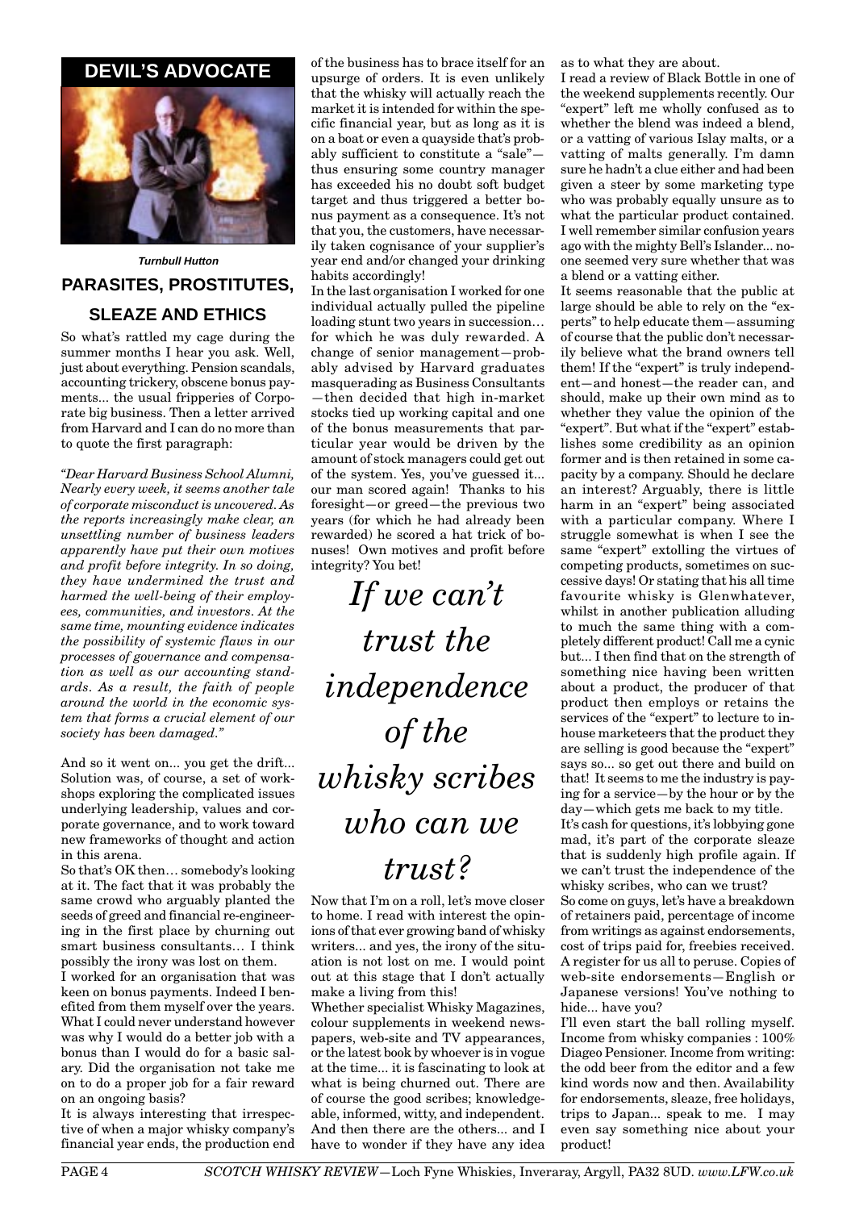# DEVIL'S ADVOCATE

***Turnbull Hutton***

## PARASITES, PROSTITUTES, SLEAZE AND ETHICS

So what's rattled my cage during the summer months I hear you ask. Well, just about everything. Pension scandals, accounting trickery, obscene bonus payments... the usual fripperies of Corporate big business. Then a letter arrived from Harvard and I can do no more than to quote the first paragraph:

*"Dear Harvard Business School Alumni, Nearly every week, it seems another tale of corporate misconduct is uncovered. As the reports increasingly make clear, an unsettling number of business leaders apparently have put their own motives and profit before integrity. In so doing, they have undermined the trust and harmed the well-being of their employees, communities, and investors. At the same time, mounting evidence indicates the possibility of systemic flaws in our processes of governance and compensation as well as our accounting standards. As a result, the faith of people around the world in the economic system that forms a crucial element of our society has been damaged."*

And so it went on... you get the drift... Solution was, of course, a set of workshops exploring the complicated issues underlying leadership, values and corporate governance, and to work toward new frameworks of thought and action in this arena.

So that's OK then… somebody's looking at it. The fact that it was probably the same crowd who arguably planted the seeds of greed and financial re-engineering in the first place by churning out smart business consultants… I think possibly the irony was lost on them.

I worked for an organisation that was keen on bonus payments. Indeed I benefited from them myself over the years. What I could never understand however was why I would do a better job with a bonus than I would do for a basic salary. Did the organisation not take me on to do a proper job for a fair reward on an ongoing basis?

It is always interesting that irrespective of when a major whisky company's financial year ends, the production end of the business has to brace itself for an upsurge of orders. It is even unlikely that the whisky will actually reach the market it is intended for within the specific financial year, but as long as it is on a boat or even a quayside that's probably sufficient to constitute a "sale"—thus ensuring some country manager has exceeded his no doubt soft budget target and thus triggered a better bonus payment as a consequence. It's not that you, the customers, have necessarily taken cognisance of your supplier's year end and/or changed your drinking habits accordingly!

In the last organisation I worked for one individual actually pulled the pipeline loading stunt two years in succession… for which he was duly rewarded. A change of senior management—probably advised by Harvard graduates masquerading as Business Consultants—then decided that high in-market stocks tied up working capital and one of the bonus measurements that particular year would be driven by the amount of stock managers could get out of the system. Yes, you've guessed it... our man scored again! Thanks to his foresight—or greed—the previous two years (for which he had already been rewarded) he scored a hat trick of bonuses! Own motives and profit before integrity? You bet!

> *If we can't trust the independence of the whisky scribes who can we trust?*

Now that I'm on a roll, let's move closer to home. I read with interest the opinions of that ever growing band of whisky writers... and yes, the irony of the situation is not lost on me. I would point out at this stage that I don't actually make a living from this!

Whether specialist Whisky Magazines, colour supplements in weekend newspapers, web-site and TV appearances, or the latest book by whoever is in vogue at the time... it is fascinating to look at what is being churned out. There are of course the good scribes; knowledgeable, informed, witty, and independent. And then there are the others... and I have to wonder if they have any idea as to what they are about.

I read a review of Black Bottle in one of the weekend supplements recently. Our "expert" left me wholly confused as to whether the blend was indeed a blend, or a vatting of various Islay malts, or a vatting of malts generally. I'm damn sure he hadn't a clue either and had been given a steer by some marketing type who was probably equally unsure as to what the particular product contained. I well remember similar confusion years ago with the mighty Bell's Islander... no-one seemed very sure whether that was a blend or a vatting either.

It seems reasonable that the public at large should be able to rely on the "experts" to help educate them—assuming of course that the public don't necessarily believe what the brand owners tell them! If the "expert" is truly independent—and honest—the reader can, and should, make up their own mind as to whether they value the opinion of the "expert". But what if the "expert" establishes some credibility as an opinion former and is then retained in some capacity by a company. Should he declare an interest? Arguably, there is little harm in an "expert" being associated with a particular company. Where I struggle somewhat is when I see the same "expert" extolling the virtues of competing products, sometimes on successive days! Or stating that his all time favourite whisky is Glenwhatever, whilst in another publication alluding to much the same thing with a completely different product! Call me a cynic but... I then find that on the strength of something nice having been written about a product, the producer of that product then employs or retains the services of the "expert" to lecture to in-house marketeers that the product they are selling is good because the "expert" says so... so get out there and build on that! It seems to me the industry is paying for a service—by the hour or by the day—which gets me back to my title.

It's cash for questions, it's lobbying gone mad, it's part of the corporate sleaze that is suddenly high profile again. If we can't trust the independence of the whisky scribes, who can we trust?

So come on guys, let's have a breakdown of retainers paid, percentage of income from writings as against endorsements, cost of trips paid for, freebies received. A register for us all to peruse. Copies of web-site endorsements—English or Japanese versions! You've nothing to hide... have you?

I'll even start the ball rolling myself. Income from whisky companies : 100% Diageo Pensioner. Income from writing: the odd beer from the editor and a few kind words now and then. Availability for endorsements, sleaze, free holidays, trips to Japan... speak to me. I may even say something nice about your product!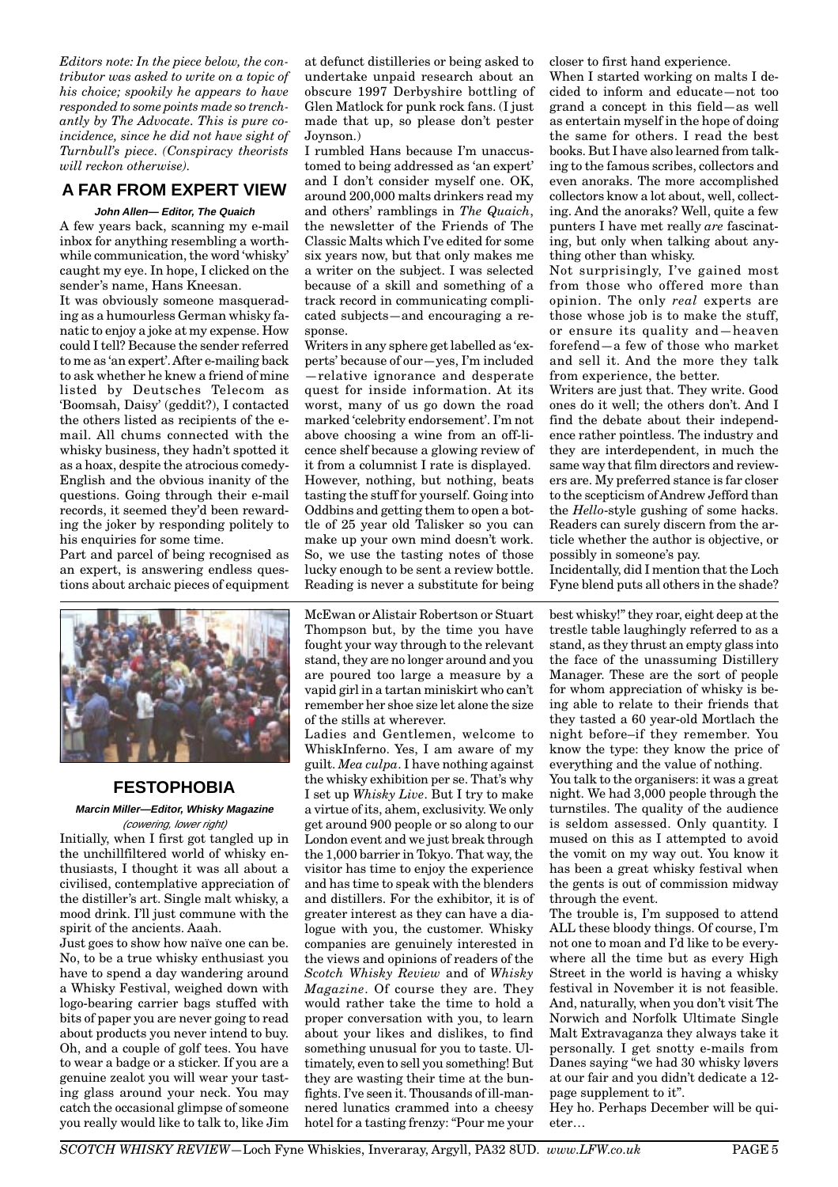*Editors note: In the piece below, the contributor was asked to write on a topic of his choice; spookily he appears to have responded to some points made so trenchantly by The Advocate. This is pure coincidence, since he did not have sight of Turnbull's piece. (Conspiracy theorists will reckon otherwise).*

## A FAR FROM EXPERT VIEW

**John Allen— Editor, The Quaich**

A few years back, scanning my e-mail inbox for anything resembling a worthwhile communication, the word 'whisky' caught my eye. In hope, I clicked on the sender's name, Hans Kneesan.

It was obviously someone masquerading as a humourless German whisky fanatic to enjoy a joke at my expense. How could I tell? Because the sender referred to me as 'an expert'. After e-mailing back to ask whether he knew a friend of mine listed by Deutsches Telecom as 'Boomsah, Daisy' (geddit?), I contacted the others listed as recipients of the e-mail. All chums connected with the whisky business, they hadn't spotted it as a hoax, despite the atrocious comedy-English and the obvious inanity of the questions. Going through their e-mail records, it seemed they'd been rewarding the joker by responding politely to his enquiries for some time.

Part and parcel of being recognised as an expert, is answering endless questions about archaic pieces of equipment at defunct distilleries or being asked to undertake unpaid research about an obscure 1997 Derbyshire bottling of Glen Matlock for punk rock fans. (I just made that up, so please don't pester Joynson.)

I rumbled Hans because I'm unaccustomed to being addressed as 'an expert' and I don't consider myself one. OK, around 200,000 malts drinkers read my and others' ramblings in *The Quaich*, the newsletter of the Friends of The Classic Malts which I've edited for some six years now, but that only makes me a writer on the subject. I was selected because of a skill and something of a track record in communicating complicated subjects—and encouraging a response.

Writers in any sphere get labelled as 'experts' because of our—yes, I'm included—relative ignorance and desperate quest for inside information. At its worst, many of us go down the road marked 'celebrity endorsement'. I'm not above choosing a wine from an off-licence shelf because a glowing review of it from a columnist I rate is displayed.

However, nothing, but nothing, beats tasting the stuff for yourself. Going into Oddbins and getting them to open a bottle of 25 year old Talisker so you can make up your own mind doesn't work. So, we use the tasting notes of those lucky enough to be sent a review bottle. Reading is never a substitute for being closer to first hand experience.

When I started working on malts I decided to inform and educate—not too grand a concept in this field—as well as entertain myself in the hope of doing the same for others. I read the best books. But I have also learned from talking to the famous scribes, collectors and even anoraks. The more accomplished collectors know a lot about, well, collecting. And the anoraks? Well, quite a few punters I have met really *are* fascinating, but only when talking about anything other than whisky.

Not surprisingly, I've gained most from those who offered more than opinion. The only *real* experts are those whose job is to make the stuff, or ensure its quality and—heaven forefend—a few of those who market and sell it. And the more they talk from experience, the better.

Writers are just that. They write. Good ones do it well; the others don't. And I find the debate about their independence rather pointless. The industry and they are interdependent, in much the same way that film directors and reviewers are. My preferred stance is far closer to the scepticism of Andrew Jefford than the *Hello*-style gushing of some hacks. Readers can surely discern from the article whether the author is objective, or possibly in someone's pay.

Incidentally, did I mention that the Loch Fyne blend puts all others in the shade?

## FESTOPHOBIA

**Marcin Miller—Editor, Whisky Magazine**

*(cowering, lower right)*

Initially, when I first got tangled up in the unchillfiltered world of whisky enthusiasts, I thought it was all about a civilised, contemplative appreciation of the distiller's art. Single malt whisky, a mood drink. I'll just commune with the spirit of the ancients. Aaah.

Just goes to show how naïve one can be. No, to be a true whisky enthusiast you have to spend a day wandering around a Whisky Festival, weighed down with logo-bearing carrier bags stuffed with bits of paper you are never going to read about products you never intend to buy. Oh, and a couple of golf tees. You have to wear a badge or a sticker. If you are a genuine zealot you will wear your tasting glass around your neck. You may catch the occasional glimpse of someone you really would like to talk to, like Jim McEwan or Alistair Robertson or Stuart Thompson but, by the time you have fought your way through to the relevant stand, they are no longer around and you are poured too large a measure by a vapid girl in a tartan miniskirt who can't remember her shoe size let alone the size of the stills at wherever.

Ladies and Gentlemen, welcome to WhiskInferno. Yes, I am aware of my guilt. *Mea culpa*. I have nothing against the whisky exhibition per se. That's why I set up *Whisky Live*. But I try to make a virtue of its, ahem, exclusivity. We only get around 900 people or so along to our London event and we just break through the 1,000 barrier in Tokyo. That way, the visitor has time to enjoy the experience and has time to speak with the blenders and distillers. For the exhibitor, it is of greater interest as they can have a dialogue with you, the customer. Whisky companies are genuinely interested in the views and opinions of readers of the *Scotch Whisky Review* and of *Whisky Magazine*. Of course they are. They would rather take the time to hold a proper conversation with you, to learn about your likes and dislikes, to find something unusual for you to taste. Ultimately, even to sell you something! But they are wasting their time at the bunfights. I've seen it. Thousands of ill-mannered lunatics crammed into a cheesy hotel for a tasting frenzy: "Pour me your best whisky!" they roar, eight deep at the trestle table laughingly referred to as a stand, as they thrust an empty glass into the face of the unassuming Distillery Manager. These are the sort of people for whom appreciation of whisky is being able to relate to their friends that they tasted a 60 year-old Mortlach the night before–if they remember. You know the type: they know the price of everything and the value of nothing.

You talk to the organisers: it was a great night. We had 3,000 people through the turnstiles. The quality of the audience is seldom assessed. Only quantity. I mused on this as I attempted to avoid the vomit on my way out. You know it has been a great whisky festival when the gents is out of commission midway through the event.

The trouble is, I'm supposed to attend ALL these bloody things. Of course, I'm not one to moan and I'd like to be everywhere all the time but as every High Street in the world is having a whisky festival in November it is not feasible. And, naturally, when you don't visit The Norwich and Norfolk Ultimate Single Malt Extravaganza they always take it personally. I get snotty e-mails from Danes saying "we had 30 whisky løvers at our fair and you didn't dedicate a 12-page supplement to it".

Hey ho. Perhaps December will be quieter…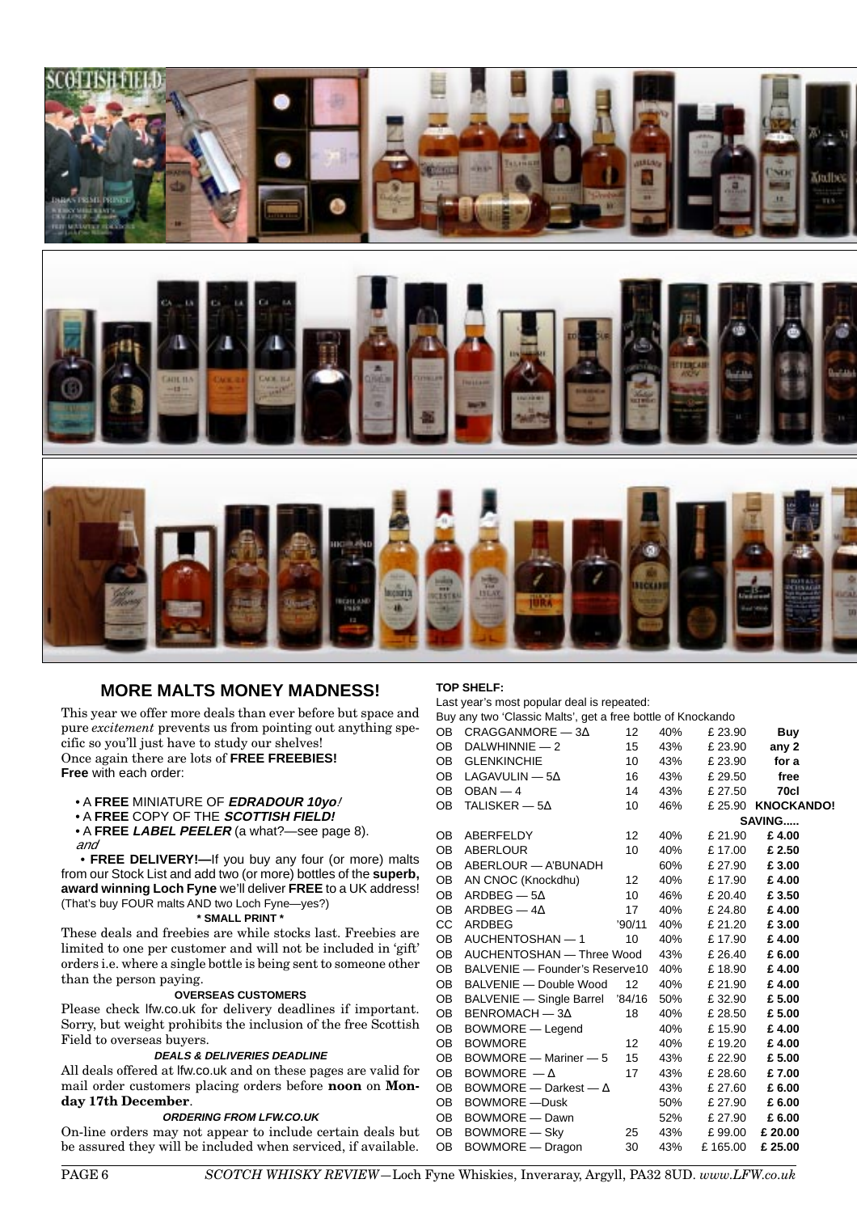## MORE MALTS MONEY MADNESS!

This year we offer more deals than ever before but space and pure *excitement* prevents us from pointing out anything specific so you'll just have to study our shelves!
Once again there are lots of **FREE FREEBIES!**
**Free** with each order:

- A **FREE** MINIATURE OF ***EDRADOUR 10yo!***
- A **FREE** COPY OF THE ***SCOTTISH FIELD!***
- A **FREE** ***LABEL PEELER*** (a what?—see page 8).

*and*

- **FREE DELIVERY!—**If you buy any four (or more) malts from our Stock List and add two (or more) bottles of the **superb, award winning Loch Fyne** we'll deliver **FREE** to a UK address! (That's buy FOUR malts AND two Loch Fyne—yes?)

**\* SMALL PRINT \***

These deals and freebies are while stocks last. Freebies are limited to one per customer and will not be included in 'gift' orders i.e. where a single bottle is being sent to someone other than the person paying.

**OVERSEAS CUSTOMERS**

Please check lfw.co.uk for delivery deadlines if important. Sorry, but weight prohibits the inclusion of the free Scottish Field to overseas buyers.

***DEALS & DELIVERIES DEADLINE***

All deals offered at lfw.co.uk and on these pages are valid for mail order customers placing orders before **noon** on **Monday 17th December**.

***ORDERING FROM LFW.CO.UK***

On-line orders may not appear to include certain deals but be assured they will be included when serviced, if available.

**TOP SHELF:**

Last year's most popular deal is repeated:
Buy any two 'Classic Malts', get a free bottle of Knockando

| | | | | | |
|---|---|---|---|---|---|
| OB | CRAGGANMORE — 3Δ | 12 | 40% | £ 23.90 | **Buy** |
| OB | DALWHINNIE — 2 | 15 | 43% | £ 23.90 | **any 2** |
| OB | GLENKINCHIE | 10 | 43% | £ 23.90 | **for a** |
| OB | LAGAVULIN — 5Δ | 16 | 43% | £ 29.50 | **free** |
| OB | OBAN — 4 | 14 | 43% | £ 27.50 | **70cl** |
| OB | TALISKER — 5Δ | 10 | 46% | £ 25.90 | **KNOCKANDO!** |
| | | | | | **SAVING.....** |
| OB | ABERFELDY | 12 | 40% | £ 21.90 | **£ 4.00** |
| OB | ABERLOUR | 10 | 40% | £ 17.00 | **£ 2.50** |
| OB | ABERLOUR — A'BUNADH | | 60% | £ 27.90 | **£ 3.00** |
| OB | AN CNOC (Knockdhu) | 12 | 40% | £ 17.90 | **£ 4.00** |
| OB | ARDBEG — 5Δ | 10 | 46% | £ 20.40 | **£ 3.50** |
| OB | ARDBEG — 4Δ | 17 | 40% | £ 24.80 | **£ 4.00** |
| CC | ARDBEG | '90/11 | 40% | £ 21.20 | **£ 3.00** |
| OB | AUCHENTOSHAN — 1 | 10 | 40% | £ 17.90 | **£ 4.00** |
| OB | AUCHENTOSHAN — Three Wood | | 43% | £ 26.40 | **£ 6.00** |
| OB | BALVENIE — Founder's Reserve | 10 | 40% | £ 18.90 | **£ 4.00** |
| OB | BALVENIE — Double Wood | 12 | 40% | £ 21.90 | **£ 4.00** |
| OB | BALVENIE — Single Barrel | '84/16 | 50% | £ 32.90 | **£ 5.00** |
| OB | BENROMACH — 3Δ | 18 | 40% | £ 28.50 | **£ 5.00** |
| OB | BOWMORE — Legend | | 40% | £ 15.90 | **£ 4.00** |
| OB | BOWMORE | 12 | 40% | £ 19.20 | **£ 4.00** |
| OB | BOWMORE — Mariner — 5 | 15 | 43% | £ 22.90 | **£ 5.00** |
| OB | BOWMORE — Δ | 17 | 43% | £ 28.60 | **£ 7.00** |
| OB | BOWMORE — Darkest — Δ | | 43% | £ 27.60 | **£ 6.00** |
| OB | BOWMORE —Dusk | | 50% | £ 27.90 | **£ 6.00** |
| OB | BOWMORE — Dawn | | 52% | £ 27.90 | **£ 6.00** |
| OB | BOWMORE — Sky | 25 | 43% | £ 99.00 | **£ 20.00** |
| OB | BOWMORE — Dragon | 30 | 43% | £ 165.00 | **£ 25.00** |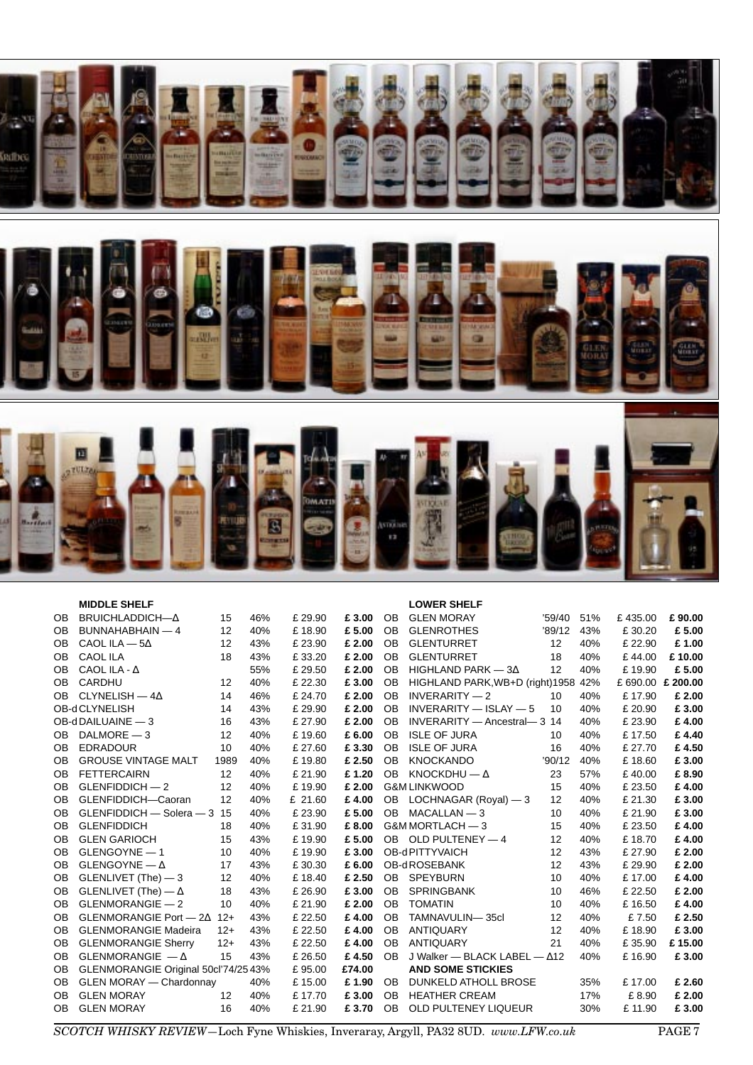### MIDDLE SHELF

| | | | | | |
|---|---|---|---|---|---|
| OB | BRUICHLADDICH—Δ | 15 | 46% | £ 29.90 | **£ 3.00** |
| OB | BUNNAHABHAIN — 4 | 12 | 40% | £ 18.90 | **£ 5.00** |
| OB | CAOL ILA — 5Δ | 12 | 43% | £ 23.90 | **£ 2.00** |
| OB | CAOL ILA | 18 | 43% | £ 33.20 | **£ 2.00** |
| OB | CAOL ILA - Δ | | 55% | £ 29.50 | **£ 2.00** |
| OB | CARDHU | 12 | 40% | £ 22.30 | **£ 3.00** |
| OB | CLYNELISH — 4Δ | 14 | 46% | £ 24.70 | **£ 2.00** |
| OB-d | CLYNELISH | 14 | 43% | £ 29.90 | **£ 2.00** |
| OB-d | DAILUAINE — 3 | 16 | 43% | £ 27.90 | **£ 2.00** |
| OB | DALMORE — 3 | 12 | 40% | £ 19.60 | **£ 6.00** |
| OB | EDRADOUR | 10 | 40% | £ 27.60 | **£ 3.30** |
| OB | GROUSE VINTAGE MALT | 1989 | 40% | £ 19.80 | **£ 2.50** |
| OB | FETTERCAIRN | 12 | 40% | £ 21.90 | **£ 1.20** |
| OB | GLENFIDDICH — 2 | 12 | 40% | £ 19.90 | **£ 2.00** |
| OB | GLENFIDDICH—Caoran | 12 | 40% | £ 21.60 | **£ 4.00** |
| OB | GLENFIDDICH — Solera — 3 | 15 | 40% | £ 23.90 | **£ 5.00** |
| OB | GLENFIDDICH | 18 | 40% | £ 31.90 | **£ 8.00** |
| OB | GLEN GARIOCH | 15 | 43% | £ 19.90 | **£ 5.00** |
| OB | GLENGOYNE — 1 | 10 | 40% | £ 19.90 | **£ 3.00** |
| OB | GLENGOYNE — Δ | 17 | 43% | £ 30.30 | **£ 6.00** |
| OB | GLENLIVET (The) — 3 | 12 | 40% | £ 18.40 | **£ 2.50** |
| OB | GLENLIVET (The) — Δ | 18 | 43% | £ 26.90 | **£ 3.00** |
| OB | GLENMORANGIE — 2 | 10 | 40% | £ 21.90 | **£ 2.00** |
| OB | GLENMORANGIE Port — 2Δ | 12+ | 43% | £ 22.50 | **£ 4.00** |
| OB | GLENMORANGIE Madeira | 12+ | 43% | £ 22.50 | **£ 4.00** |
| OB | GLENMORANGIE Sherry | 12+ | 43% | £ 22.50 | **£ 4.00** |
| OB | GLENMORANGIE — Δ | 15 | 43% | £ 26.50 | **£ 4.50** |
| OB | GLENMORANGIE Original 50cl'74/25 | | 43% | £ 95.00 | **£74.00** |
| OB | GLEN MORAY — Chardonnay | | 40% | £ 15.00 | **£ 1.90** |
| OB | GLEN MORAY | 12 | 40% | £ 17.70 | **£ 3.00** |
| OB | GLEN MORAY | 16 | 40% | £ 21.90 | **£ 3.70** |

### LOWER SHELF

| | | | | | |
|---|---|---|---|---|---|
| OB | GLEN MORAY | '59/40 | 51% | £ 435.00 | **£ 90.00** |
| OB | GLENROTHES | '89/12 | 43% | £ 30.20 | **£ 5.00** |
| OB | GLENTURRET | 12 | 40% | £ 22.90 | **£ 1.00** |
| OB | GLENTURRET | 18 | 40% | £ 44.00 | **£ 10.00** |
| OB | HIGHLAND PARK — 3Δ | 12 | 40% | £ 19.90 | **£ 5.00** |
| OB | HIGHLAND PARK,WB+D (right) | 1958 | 42% | £ 690.00 | **£ 200.00** |
| OB | INVERARITY — 2 | 10 | 40% | £ 17.90 | **£ 2.00** |
| OB | INVERARITY — ISLAY — 5 | 10 | 40% | £ 20.90 | **£ 3.00** |
| OB | INVERARITY — Ancestral— 3 | 14 | 40% | £ 23.90 | **£ 4.00** |
| OB | ISLE OF JURA | 10 | 40% | £ 17.50 | **£ 4.40** |
| OB | ISLE OF JURA | 16 | 40% | £ 27.70 | **£ 4.50** |
| OB | KNOCKANDO | '90/12 | 40% | £ 18.60 | **£ 3.00** |
| OB | KNOCKDHU — Δ | 23 | 57% | £ 40.00 | **£ 8.90** |
| G&M | LINKWOOD | 15 | 40% | £ 23.50 | **£ 4.00** |
| OB | LOCHNAGAR (Royal) — 3 | 12 | 40% | £ 21.30 | **£ 3.00** |
| OB | MACALLAN — 3 | 10 | 40% | £ 21.90 | **£ 3.00** |
| G&M | MORTLACH — 3 | 15 | 40% | £ 23.50 | **£ 4.00** |
| OB | OLD PULTENEY — 4 | 12 | 40% | £ 18.70 | **£ 4.00** |
| OB-d | PITTYVAICH | 12 | 43% | £ 27.90 | **£ 2.00** |
| OB-d | ROSEBANK | 12 | 43% | £ 29.90 | **£ 2.00** |
| OB | SPEYBURN | 10 | 40% | £ 17.00 | **£ 4.00** |
| OB | SPRINGBANK | 10 | 46% | £ 22.50 | **£ 2.00** |
| OB | TOMATIN | 10 | 40% | £ 16.50 | **£ 4.00** |
| OB | TAMNAVULIN— 35cl | 12 | 40% | £ 7.50 | **£ 2.50** |
| OB | ANTIQUARY | 12 | 40% | £ 18.90 | **£ 3.00** |
| OB | ANTIQUARY | 21 | 40% | £ 35.90 | **£ 15.00** |
| OB | J Walker — BLACK LABEL — Δ | 12 | 40% | £ 16.90 | **£ 3.00** |

### AND SOME STICKIES

| | | | | | |
|---|---|---|---|---|---|
| OB | DUNKELD ATHOLL BROSE | | 35% | £ 17.00 | **£ 2.60** |
| OB | HEATHER CREAM | | 17% | £ 8.90 | **£ 2.00** |
| OB | OLD PULTENEY LIQUEUR | | 30% | £ 11.90 | **£ 3.00** |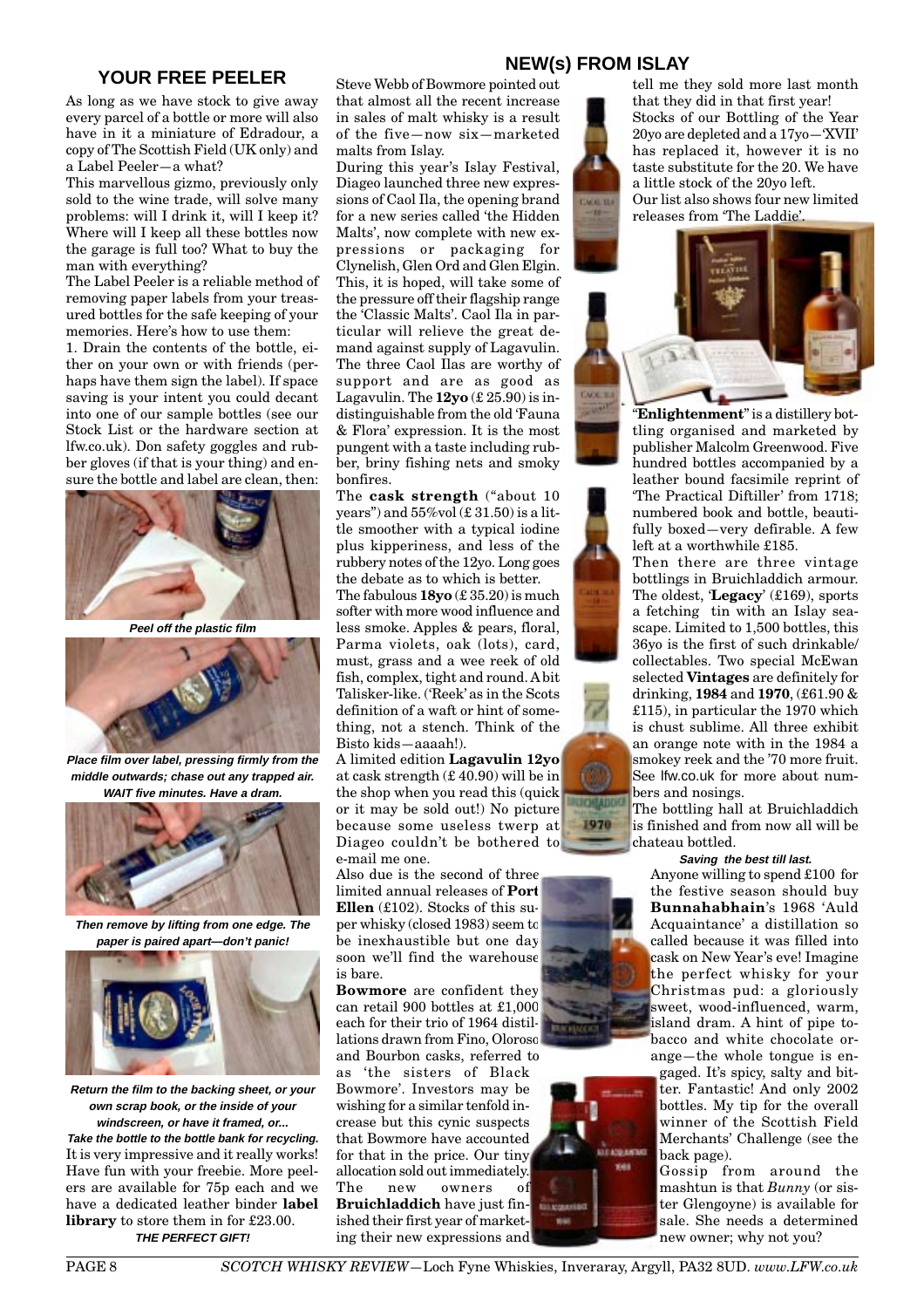## YOUR FREE PEELER

As long as we have stock to give away every parcel of a bottle or more will also have in it a miniature of Edradour, a copy of The Scottish Field (UK only) and a Label Peeler—a what?

This marvellous gizmo, previously only sold to the wine trade, will solve many problems: will I drink it, will I keep it? Where will I keep all these bottles now the garage is full too? What to buy the man with everything?

The Label Peeler is a reliable method of removing paper labels from your treasured bottles for the safe keeping of your memories. Here's how to use them:

1. Drain the contents of the bottle, either on your own or with friends (perhaps have them sign the label). If space saving is your intent you could decant into one of our sample bottles (see our Stock List or the hardware section at lfw.co.uk). Don safety goggles and rubber gloves (if that is your thing) and ensure the bottle and label are clean, then:

***Peel off the plastic film***

***Place film over label, pressing firmly from the middle outwards; chase out any trapped air. WAIT five minutes. Have a dram.***

***Then remove by lifting from one edge. The paper is paired apart—don't panic!***

***Return the film to the backing sheet, or your own scrap book, or the inside of your windscreen, or have it framed, or...***

***Take the bottle to the bottle bank for recycling.***

It is very impressive and it really works! Have fun with your freebie. More peelers are available for 75p each and we have a dedicated leather binder **label library** to store them in for £23.00.

***THE PERFECT GIFT!***

## NEW(s) FROM ISLAY

Steve Webb of Bowmore pointed out that almost all the recent increase in sales of malt whisky is a result of the five—now six—marketed malts from Islay.

During this year's Islay Festival, Diageo launched three new expressions of Caol Ila, the opening brand for a new series called 'the Hidden Malts', now complete with new expressions or packaging for Clynelish, Glen Ord and Glen Elgin. This, it is hoped, will take some of the pressure off their flagship range the 'Classic Malts'. Caol Ila in particular will relieve the great demand against supply of Lagavulin. The three Caol Ilas are worthy of support and are as good as Lagavulin. The **12yo** (£ 25.90) is indistinguishable from the old 'Fauna & Flora' expression. It is the most pungent with a taste including rubber, briny fishing nets and smoky bonfires.

The **cask strength** ("about 10 years") and 55%vol (£ 31.50) is a little smoother with a typical iodine plus kipperiness, and less of the rubbery notes of the 12yo. Long goes the debate as to which is better.

The fabulous **18yo** (£ 35.20) is much softer with more wood influence and less smoke. Apples & pears, floral, Parma violets, oak (lots), card, must, grass and a wee reek of old fish, complex, tight and round. A bit Talisker-like. ('Reek' as in the Scots definition of a waft or hint of something, not a stench. Think of the Bisto kids—aaaah!).

A limited edition **Lagavulin 12yo** at cask strength (£ 40.90) will be in the shop when you read this (quick or it may be sold out!) No picture because some useless twerp at Diageo couldn't be bothered to e-mail me one.

Also due is the second of three limited annual releases of **Port Ellen** (£102). Stocks of this super whisky (closed 1983) seem to be inexhaustible but one day soon we'll find the warehouse is bare.

**Bowmore** are confident they can retail 900 bottles at £1,000 each for their trio of 1964 distillations drawn from Fino, Oloroso and Bourbon casks, referred to as 'the sisters of Black Bowmore'. Investors may be wishing for a similar tenfold increase but this cynic suspects that Bowmore have accounted for that in the price. Our tiny allocation sold out immediately.

The new owners of **Bruichladdich** have just finished their first year of marketing their new expressions and tell me they sold more last month that they did in that first year!

Stocks of our Bottling of the Year 20yo are depleted and a 17yo—'XVII' has replaced it, however it is no taste substitute for the 20. We have a little stock of the 20yo left.

Our list also shows four new limited releases from 'The Laddie'.

"**Enlightenment**" is a distillery bottling organised and marketed by publisher Malcolm Greenwood. Five hundred bottles accompanied by a leather bound facsimile reprint of 'The Practical Diftiller' from 1718; numbered book and bottle, beautifully boxed—very defirable. A few left at a worthwhile £185.

Then there are three vintage bottlings in Bruichladdich armour. The oldest, '**Legacy**' (£169), sports a fetching tin with an Islay seascape. Limited to 1,500 bottles, this 36yo is the first of such drinkable/ collectables. Two special McEwan selected **Vintages** are definitely for drinking, **1984** and **1970**, (£61.90 & £115), in particular the 1970 which is chust sublime. All three exhibit an orange note with in the 1984 a smokey reek and the '70 more fruit. See lfw.co.uk for more about numbers and nosings.

The bottling hall at Bruichladdich is finished and from now all will be chateau bottled.

***Saving the best till last.***

Anyone willing to spend £100 for the festive season should buy **Bunnahabhain**'s 1968 'Auld Acquaintance' a distillation so called because it was filled into cask on New Year's eve! Imagine the perfect whisky for your Christmas pud: a gloriously sweet, wood-influenced, warm, island dram. A hint of pipe tobacco and white chocolate orange—the whole tongue is engaged. It's spicy, salty and bitter. Fantastic! And only 2002 bottles. My tip for the overall winner of the Scottish Field Merchants' Challenge (see the back page).

Gossip from around the mashtun is that *Bunny* (or sister Glengoyne) is available for sale. She needs a determined new owner; why not you?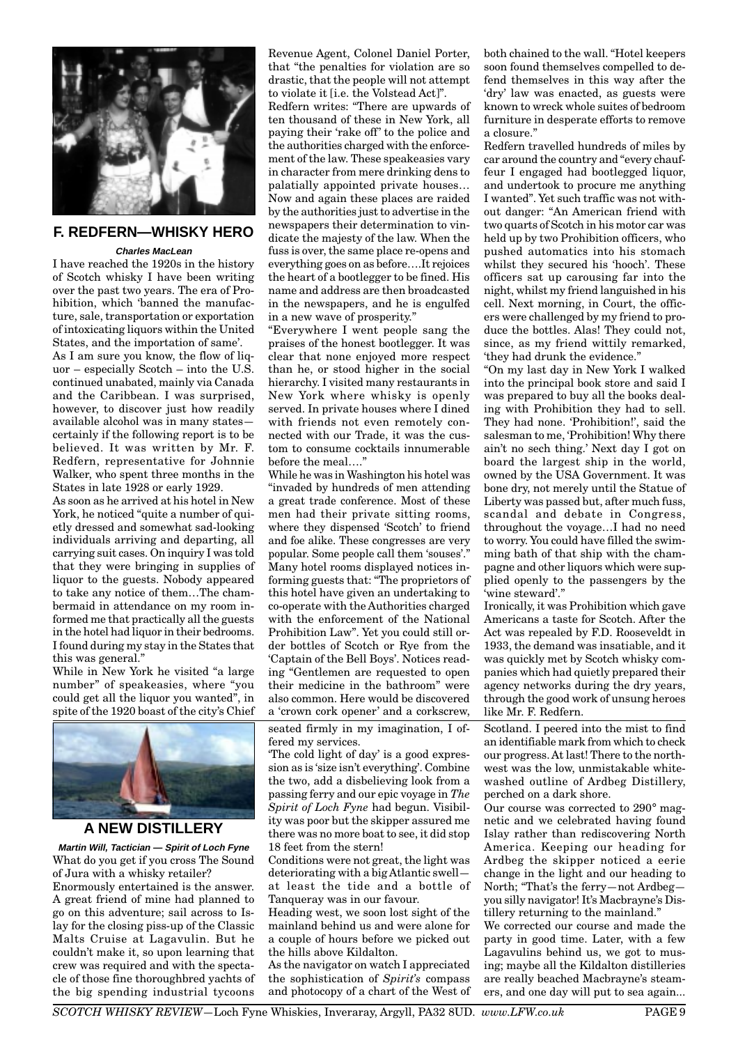## F. REDFERN—WHISKY HERO

***Charles MacLean***

I have reached the 1920s in the history of Scotch whisky I have been writing over the past two years. The era of Prohibition, which 'banned the manufacture, sale, transportation or exportation of intoxicating liquors within the United States, and the importation of same'.

As I am sure you know, the flow of liquor – especially Scotch – into the U.S. continued unabated, mainly via Canada and the Caribbean. I was surprised, however, to discover just how readily available alcohol was in many states—certainly if the following report is to be believed. It was written by Mr. F. Redfern, representative for Johnnie Walker, who spent three months in the States in late 1928 or early 1929.

As soon as he arrived at his hotel in New York, he noticed "quite a number of quietly dressed and somewhat sad-looking individuals arriving and departing, all carrying suit cases. On inquiry I was told that they were bringing in supplies of liquor to the guests. Nobody appeared to take any notice of them…The chambermaid in attendance on my room informed me that practically all the guests in the hotel had liquor in their bedrooms. I found during my stay in the States that this was general."

While in New York he visited "a large number" of speakeasies, where "you could get all the liquor you wanted", in spite of the 1920 boast of the city's Chief Revenue Agent, Colonel Daniel Porter, that "the penalties for violation are so drastic, that the people will not attempt to violate it [i.e. the Volstead Act]".

Redfern writes: "There are upwards of ten thousand of these in New York, all paying their 'rake off' to the police and the authorities charged with the enforcement of the law. These speakeasies vary in character from mere drinking dens to palatially appointed private houses… Now and again these places are raided by the authorities just to advertise in the newspapers their determination to vindicate the majesty of the law. When the fuss is over, the same place re-opens and everything goes on as before….It rejoices the heart of a bootlegger to be fined. His name and address are then broadcasted in the newspapers, and he is engulfed in a new wave of prosperity."

"Everywhere I went people sang the praises of the honest bootlegger. It was clear that none enjoyed more respect than he, or stood higher in the social hierarchy. I visited many restaurants in New York where whisky is openly served. In private houses where I dined with friends not even remotely connected with our Trade, it was the custom to consume cocktails innumerable before the meal…."

While he was in Washington his hotel was "invaded by hundreds of men attending a great trade conference. Most of these men had their private sitting rooms, where they dispensed 'Scotch' to friend and foe alike. These congresses are very popular. Some people call them 'souses'." Many hotel rooms displayed notices informing guests that: "The proprietors of this hotel have given an undertaking to co-operate with the Authorities charged with the enforcement of the National Prohibition Law". Yet you could still order bottles of Scotch or Rye from the 'Captain of the Bell Boys'. Notices reading "Gentlemen are requested to open their medicine in the bathroom" were also common. Here would be discovered a 'crown cork opener' and a corkscrew, both chained to the wall. "Hotel keepers soon found themselves compelled to defend themselves in this way after the 'dry' law was enacted, as guests were known to wreck whole suites of bedroom furniture in desperate efforts to remove a closure."

Redfern travelled hundreds of miles by car around the country and "every chauffeur I engaged had bootlegged liquor, and undertook to procure me anything I wanted". Yet such traffic was not without danger: "An American friend with two quarts of Scotch in his motor car was held up by two Prohibition officers, who pushed automatics into his stomach whilst they secured his 'hooch'. These officers sat up carousing far into the night, whilst my friend languished in his cell. Next morning, in Court, the officers were challenged by my friend to produce the bottles. Alas! They could not, since, as my friend wittily remarked, 'they had drunk the evidence."

"On my last day in New York I walked into the principal book store and said I was prepared to buy all the books dealing with Prohibition they had to sell. They had none. 'Prohibition!', said the salesman to me, 'Prohibition! Why there ain't no sech thing.' Next day I got on board the largest ship in the world, owned by the USA Government. It was bone dry, not merely until the Statue of Liberty was passed but, after much fuss, scandal and debate in Congress, throughout the voyage…I had no need to worry. You could have filled the swimming bath of that ship with the champagne and other liquors which were supplied openly to the passengers by the 'wine steward'."

Ironically, it was Prohibition which gave Americans a taste for Scotch. After the Act was repealed by F.D. Rooseveldt in 1933, the demand was insatiable, and it was quickly met by Scotch whisky companies which had quietly prepared their agency networks during the dry years, through the good work of unsung heroes like Mr. F. Redfern.

## A NEW DISTILLERY

***Martin Will, Tactician — Spirit of Loch Fyne***

What do you get if you cross The Sound of Jura with a whisky retailer?

Enormously entertained is the answer. A great friend of mine had planned to go on this adventure; sail across to Islay for the closing piss-up of the Classic Malts Cruise at Lagavulin. But he couldn't make it, so upon learning that crew was required and with the spectacle of those fine thoroughbred yachts of the big spending industrial tycoons seated firmly in my imagination, I offered my services.

'The cold light of day' is a good expression as is 'size isn't everything'. Combine the two, add a disbelieving look from a passing ferry and our epic voyage in *The Spirit of Loch Fyne* had begun. Visibility was poor but the skipper assured me there was no more boat to see, it did stop 18 feet from the stern!

Conditions were not great, the light was deteriorating with a big Atlantic swell—at least the tide and a bottle of Tanqueray was in our favour.

Heading west, we soon lost sight of the mainland behind us and were alone for a couple of hours before we picked out the hills above Kildalton.

As the navigator on watch I appreciated the sophistication of *Spirit's* compass and photocopy of a chart of the West of Scotland. I peered into the mist to find an identifiable mark from which to check our progress. At last! There to the northwest was the low, unmistakable whitewashed outline of Ardbeg Distillery, perched on a dark shore.

Our course was corrected to 290° magnetic and we celebrated having found Islay rather than rediscovering North America. Keeping our heading for Ardbeg the skipper noticed a eerie change in the light and our heading to North; "That's the ferry—not Ardbeg—you silly navigator! It's Macbrayne's Distillery returning to the mainland."

We corrected our course and made the party in good time. Later, with a few Lagavulins behind us, we got to musing; maybe all the Kildalton distilleries are really beached Macbrayne's steamers, and one day will put to sea again...

*SCOTCH WHISKY REVIEW*—Loch Fyne Whiskies, Inveraray, Argyll, PA32 8UD. *www.LFW.co.uk*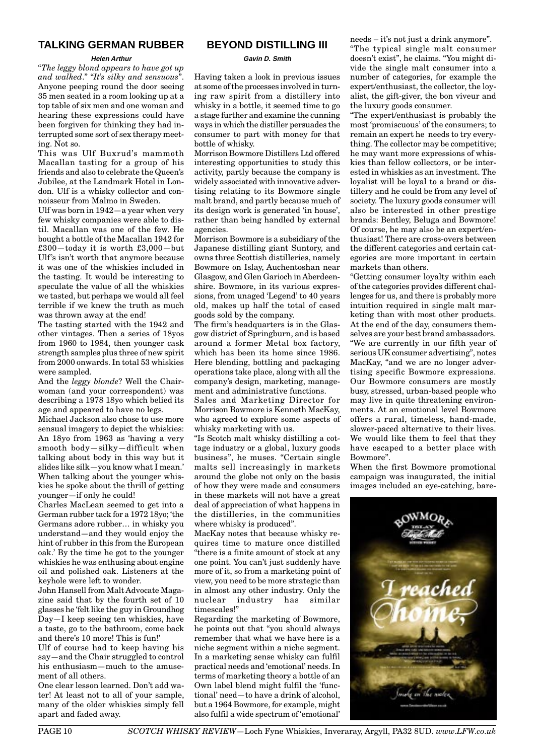## TALKING GERMAN RUBBER

***Helen Arthur***

"*The leggy blond appears to have got up and walked*." "*It's silky and sensuous*". Anyone peeping round the door seeing 35 men seated in a room looking up at a top table of six men and one woman and hearing these expressions could have been forgiven for thinking they had interrupted some sort of sex therapy meeting. Not so.

This was Ulf Buxrud's mammoth Macallan tasting for a group of his friends and also to celebrate the Queen's Jubilee, at the Landmark Hotel in London. Ulf is a whisky collector and connoisseur from Malmo in Sweden.

Ulf was born in 1942—a year when very few whisky companies were able to distil. Macallan was one of the few. He bought a bottle of the Macallan 1942 for £300—today it is worth £3,000—but Ulf's isn't worth that anymore because it was one of the whiskies included in the tasting. It would be interesting to speculate the value of all the whiskies we tasted, but perhaps we would all feel terrible if we knew the truth as much was thrown away at the end!

The tasting started with the 1942 and other vintages. Then a series of 18yos from 1960 to 1984, then younger cask strength samples plus three of new spirit from 2000 onwards. In total 53 whiskies were sampled.

And the *leggy blonde*? Well the Chairwoman (and your correspondent) was describing a 1978 18yo which belied its age and appeared to have no legs.

Michael Jackson also chose to use more sensual imagery to depict the whiskies: An 18yo from 1963 as 'having a very smooth body—silky—difficult when talking about body in this way but it slides like silk—you know what I mean.' When talking about the younger whiskies he spoke about the thrill of getting younger—if only he could!

Charles MacLean seemed to get into a German rubber tack for a 1972 18yo; 'the Germans adore rubber… in whisky you understand—and they would enjoy the hint of rubber in this from the European oak.' By the time he got to the younger whiskies he was enthusing about engine oil and polished oak. Listeners at the keyhole were left to wonder.

John Hansell from Malt Advocate Magazine said that by the fourth set of 10 glasses he 'felt like the guy in Groundhog Day—I keep seeing ten whiskies, have a taste, go to the bathroom, come back and there's 10 more! This is fun!'

Ulf of course had to keep having his say—and the Chair struggled to control his enthusiasm—much to the amusement of all others.

One clear lesson learned. Don't add water! At least not to all of your sample, many of the older whiskies simply fell apart and faded away.

## BEYOND DISTILLING III

***Gavin D. Smith***

Having taken a look in previous issues at some of the processes involved in turning raw spirit from a distillery into whisky in a bottle, it seemed time to go a stage further and examine the cunning ways in which the distiller persuades the consumer to part with money for that bottle of whisky.

Morrison Bowmore Distillers Ltd offered interesting opportunities to study this activity, partly because the company is widely associated with innovative advertising relating to its Bowmore single malt brand, and partly because much of its design work is generated 'in house', rather than being handled by external agencies.

Morrison Bowmore is a subsidiary of the Japanese distilling giant Suntory, and owns three Scottish distilleries, namely Bowmore on Islay, Auchentoshan near Glasgow, and Glen Garioch in Aberdeenshire. Bowmore, in its various expressions, from unaged 'Legend' to 40 years old, makes up half the total of cased goods sold by the company.

The firm's headquarters is in the Glasgow district of Springburn, and is based around a former Metal box factory, which has been its home since 1986. Here blending, bottling and packaging operations take place, along with all the company's design, marketing, management and administrative functions.

Sales and Marketing Director for Morrison Bowmore is Kenneth MacKay, who agreed to explore some aspects of whisky marketing with us.

"Is Scotch malt whisky distilling a cottage industry or a global, luxury goods business", he muses. "Certain single malts sell increasingly in markets around the globe not only on the basis of how they were made and consumers in these markets will not have a great deal of appreciation of what happens in the distilleries, in the communities where whisky is produced".

MacKay notes that because whisky requires time to mature once distilled "there is a finite amount of stock at any one point. You can't just suddenly have more of it, so from a marketing point of view, you need to be more strategic than in almost any other industry. Only the nuclear industry has similar timescales!"

Regarding the marketing of Bowmore, he points out that "you should always remember that what we have here is a niche segment within a niche segment. In a marketing sense whisky can fulfil practical needs and 'emotional' needs. In terms of marketing theory a bottle of an Own label blend might fulfil the 'functional' need—to have a drink of alcohol, but a 1964 Bowmore, for example, might also fulfil a wide spectrum of 'emotional' needs – it's not just a drink anymore".

"The typical single malt consumer doesn't exist", he claims. "You might divide the single malt consumer into a number of categories, for example the expert/enthusiast, the collector, the loyalist, the gift-giver, the bon viveur and the luxury goods consumer.

"The expert/enthusiast is probably the most 'promiscuous' of the consumers; to remain an expert he needs to try everything. The collector may be competitive; he may want more expressions of whiskies than fellow collectors, or be interested in whiskies as an investment. The loyalist will be loyal to a brand or distillery and he could be from any level of society. The luxury goods consumer will also be interested in other prestige brands: Bentley, Beluga and Bowmore! Of course, he may also be an expert/enthusiast! There are cross-overs between the different categories and certain categories are more important in certain markets than others.

"Getting consumer loyalty within each of the categories provides different challenges for us, and there is probably more intuition required in single malt marketing than with most other products. At the end of the day, consumers themselves are your best brand ambassadors.

"We are currently in our fifth year of serious UK consumer advertising", notes MacKay, "and we are no longer advertising specific Bowmore expressions. Our Bowmore consumers are mostly busy, stressed, urban-based people who may live in quite threatening environments. At an emotional level Bowmore offers a rural, timeless, hand-made, slower-paced alternative to their lives. We would like them to feel that they have escaped to a better place with Bowmore".

When the first Bowmore promotional campaign was inaugurated, the initial images included an eye-catching, bare-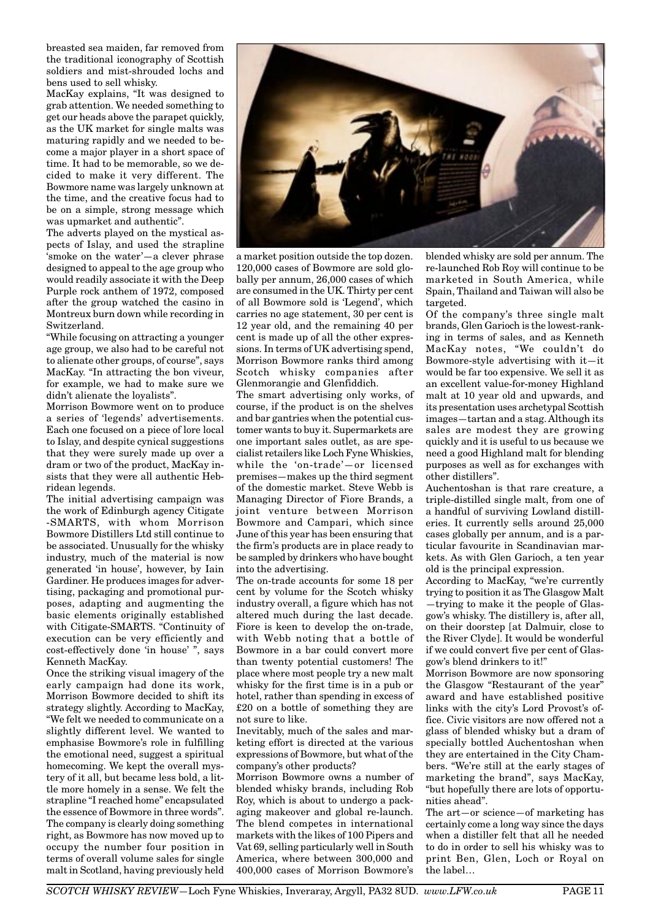breasted sea maiden, far removed from the traditional iconography of Scottish soldiers and mist-shrouded lochs and bens used to sell whisky.

MacKay explains, "It was designed to grab attention. We needed something to get our heads above the parapet quickly, as the UK market for single malts was maturing rapidly and we needed to become a major player in a short space of time. It had to be memorable, so we decided to make it very different. The Bowmore name was largely unknown at the time, and the creative focus had to be on a simple, strong message which was upmarket and authentic".

The adverts played on the mystical aspects of Islay, and used the strapline 'smoke on the water'—a clever phrase designed to appeal to the age group who would readily associate it with the Deep Purple rock anthem of 1972, composed after the group watched the casino in Montreux burn down while recording in Switzerland.

"While focusing on attracting a younger age group, we also had to be careful not to alienate other groups, of course", says MacKay. "In attracting the bon viveur, for example, we had to make sure we didn't alienate the loyalists".

Morrison Bowmore went on to produce a series of 'legends' advertisements. Each one focused on a piece of lore local to Islay, and despite cynical suggestions that they were surely made up over a dram or two of the product, MacKay insists that they were all authentic Hebridean legends.

The initial advertising campaign was the work of Edinburgh agency Citigate -SMARTS, with whom Morrison Bowmore Distillers Ltd still continue to be associated. Unusually for the whisky industry, much of the material is now generated 'in house', however, by Iain Gardiner. He produces images for advertising, packaging and promotional purposes, adapting and augmenting the basic elements originally established with Citigate-SMARTS. "Continuity of execution can be very efficiently and cost-effectively done 'in house' ", says Kenneth MacKay.

Once the striking visual imagery of the early campaign had done its work, Morrison Bowmore decided to shift its strategy slightly. According to MacKay, "We felt we needed to communicate on a slightly different level. We wanted to emphasise Bowmore's role in fulfilling the emotional need, suggest a spiritual homecoming. We kept the overall mystery of it all, but became less bold, a little more homely in a sense. We felt the strapline "I reached home" encapsulated the essence of Bowmore in three words". The company is clearly doing something right, as Bowmore has now moved up to occupy the number four position in terms of overall volume sales for single malt in Scotland, having previously held a market position outside the top dozen. 120,000 cases of Bowmore are sold globally per annum, 26,000 cases of which are consumed in the UK. Thirty per cent of all Bowmore sold is 'Legend', which carries no age statement, 30 per cent is 12 year old, and the remaining 40 per cent is made up of all the other expressions. In terms of UK advertising spend, Morrison Bowmore ranks third among Scotch whisky companies after Glenmorangie and Glenfiddich.

The smart advertising only works, of course, if the product is on the shelves and bar gantries when the potential customer wants to buy it. Supermarkets are one important sales outlet, as are specialist retailers like Loch Fyne Whiskies, while the 'on-trade'—or licensed premises—makes up the third segment of the domestic market. Steve Webb is Managing Director of Fiore Brands, a joint venture between Morrison Bowmore and Campari, which since June of this year has been ensuring that the firm's products are in place ready to be sampled by drinkers who have bought into the advertising.

The on-trade accounts for some 18 per cent by volume for the Scotch whisky industry overall, a figure which has not altered much during the last decade. Fiore is keen to develop the on-trade, with Webb noting that a bottle of Bowmore in a bar could convert more than twenty potential customers! The place where most people try a new malt whisky for the first time is in a pub or hotel, rather than spending in excess of £20 on a bottle of something they are not sure to like.

Inevitably, much of the sales and marketing effort is directed at the various expressions of Bowmore, but what of the company's other products?

Morrison Bowmore owns a number of blended whisky brands, including Rob Roy, which is about to undergo a packaging makeover and global re-launch. The blend competes in international markets with the likes of 100 Pipers and Vat 69, selling particularly well in South America, where between 300,000 and 400,000 cases of Morrison Bowmore's blended whisky are sold per annum. The re-launched Rob Roy will continue to be marketed in South America, while Spain, Thailand and Taiwan will also be targeted.

Of the company's three single malt brands, Glen Garioch is the lowest-ranking in terms of sales, and as Kenneth MacKay notes, "We couldn't do Bowmore-style advertising with it—it would be far too expensive. We sell it as an excellent value-for-money Highland malt at 10 year old and upwards, and its presentation uses archetypal Scottish images—tartan and a stag. Although its sales are modest they are growing quickly and it is useful to us because we need a good Highland malt for blending purposes as well as for exchanges with other distillers".

Auchentoshan is that rare creature, a triple-distilled single malt, from one of a handful of surviving Lowland distilleries. It currently sells around 25,000 cases globally per annum, and is a particular favourite in Scandinavian markets. As with Glen Garioch, a ten year old is the principal expression.

According to MacKay, "we're currently trying to position it as The Glasgow Malt —trying to make it the people of Glasgow's whisky. The distillery is, after all, on their doorstep [at Dalmuir, close to the River Clyde]. It would be wonderful if we could convert five per cent of Glasgow's blend drinkers to it!"

Morrison Bowmore are now sponsoring the Glasgow "Restaurant of the year" award and have established positive links with the city's Lord Provost's office. Civic visitors are now offered not a glass of blended whisky but a dram of specially bottled Auchentoshan when they are entertained in the City Chambers. "We're still at the early stages of marketing the brand", says MacKay, "but hopefully there are lots of opportunities ahead".

The art—or science—of marketing has certainly come a long way since the days when a distiller felt that all he needed to do in order to sell his whisky was to print Ben, Glen, Loch or Royal on the label…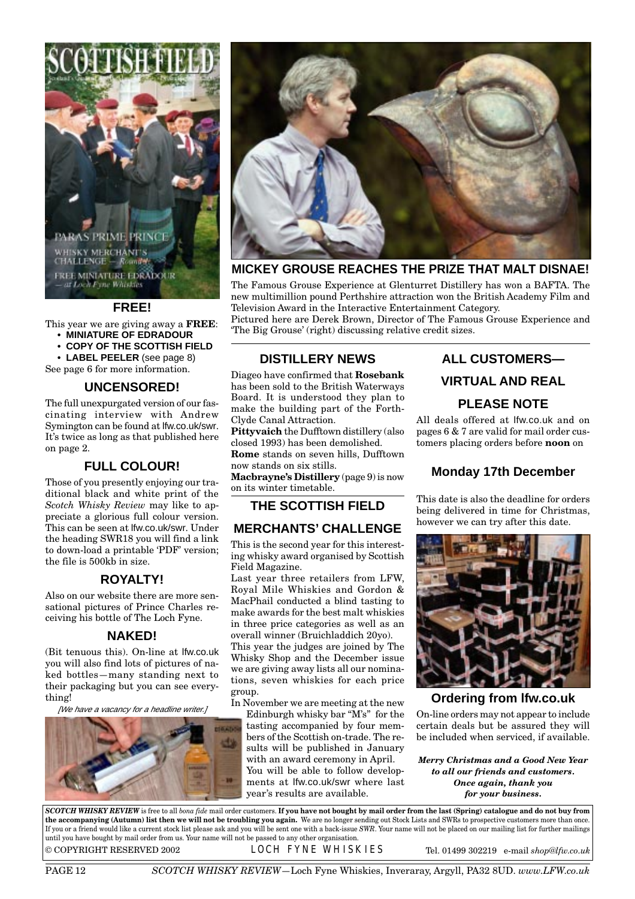## FREE!

This year we are giving away a **FREE**:

- **MINIATURE OF EDRADOUR**
- **COPY OF THE SCOTTISH FIELD**
- **LABEL PEELER** (see page 8)

See page 6 for more information.

## UNCENSORED!

The full unexpurgated version of our fascinating interview with Andrew Symington can be found at lfw.co.uk/swr. It's twice as long as that published here on page 2.

## FULL COLOUR!

Those of you presently enjoying our traditional black and white print of the *Scotch Whisky Review* may like to appreciate a glorious full colour version. This can be seen at lfw.co.uk/swr. Under the heading SWR18 you will find a link to down-load a printable 'PDF' version; the file is 500kb in size.

## ROYALTY!

Also on our website there are more sensational pictures of Prince Charles receiving his bottle of The Loch Fyne.

## NAKED!

(Bit tenuous this). On-line at lfw.co.uk you will also find lots of pictures of naked bottles—many standing next to their packaging but you can see everything!

*[We have a vacancy for a headline writer.]*

## MICKEY GROUSE REACHES THE PRIZE THAT MALT DISNAE!

The Famous Grouse Experience at Glenturret Distillery has won a BAFTA. The new multimillion pound Perthshire attraction won the British Academy Film and Television Award in the Interactive Entertainment Category.

Pictured here are Derek Brown, Director of The Famous Grouse Experience and 'The Big Grouse' (right) discussing relative credit sizes.

## DISTILLERY NEWS

Diageo have confirmed that **Rosebank** has been sold to the British Waterways Board. It is understood they plan to make the building part of the Forth-Clyde Canal Attraction.

**Pittyvaich** the Dufftown distillery (also closed 1993) has been demolished.

**Rome** stands on seven hills, Dufftown now stands on six stills.

**Macbrayne's Distillery** (page 9) is now on its winter timetable.

## THE SCOTTISH FIELD MERCHANTS' CHALLENGE

This is the second year for this interesting whisky award organised by Scottish Field Magazine.

Last year three retailers from LFW, Royal Mile Whiskies and Gordon & MacPhail conducted a blind tasting to make awards for the best malt whiskies in three price categories as well as an overall winner (Bruichladdich 20yo).

This year the judges are joined by The Whisky Shop and the December issue we are giving away lists all our nominations, seven whiskies for each price group.

In November we are meeting at the new Edinburgh whisky bar "M's" for the tasting accompanied by four members of the Scottish on-trade. The results will be published in January with an award ceremony in April. You will be able to follow developments at lfw.co.uk/swr where last year's results are available.

## ALL CUSTOMERS— VIRTUAL AND REAL PLEASE NOTE

All deals offered at lfw.co.uk and on pages 6 & 7 are valid for mail order customers placing orders before **noon** on

### Monday 17th December

This date is also the deadline for orders being delivered in time for Christmas, however we can try after this date.

## Ordering from lfw.co.uk

On-line orders may not appear to include certain deals but be assured they will be included when serviced, if available.

***Merry Christmas and a Good New Year to all our friends and customers. Once again, thank you for your business.***

***SCOTCH WHISKY REVIEW*** is free to all *bona fide* mail order customers. **If you have not bought by mail order from the last (Spring) catalogue and do not buy from the accompanying (Autumn) list then we will not be troubling you again.** We are no longer sending out Stock Lists and SWRs to prospective customers more than once. If you or a friend would like a current stock list please ask and you will be sent one with a back-issue *SWR*. Your name will not be placed on our mailing list for further mailings until you have bought by mail order from us. Your name will not be passed to any other organisation.

© COPYRIGHT RESERVED 2002 LOCH FYNE WHISKIES Tel. 01499 302219 e-mail *shop@lfw.co.uk*